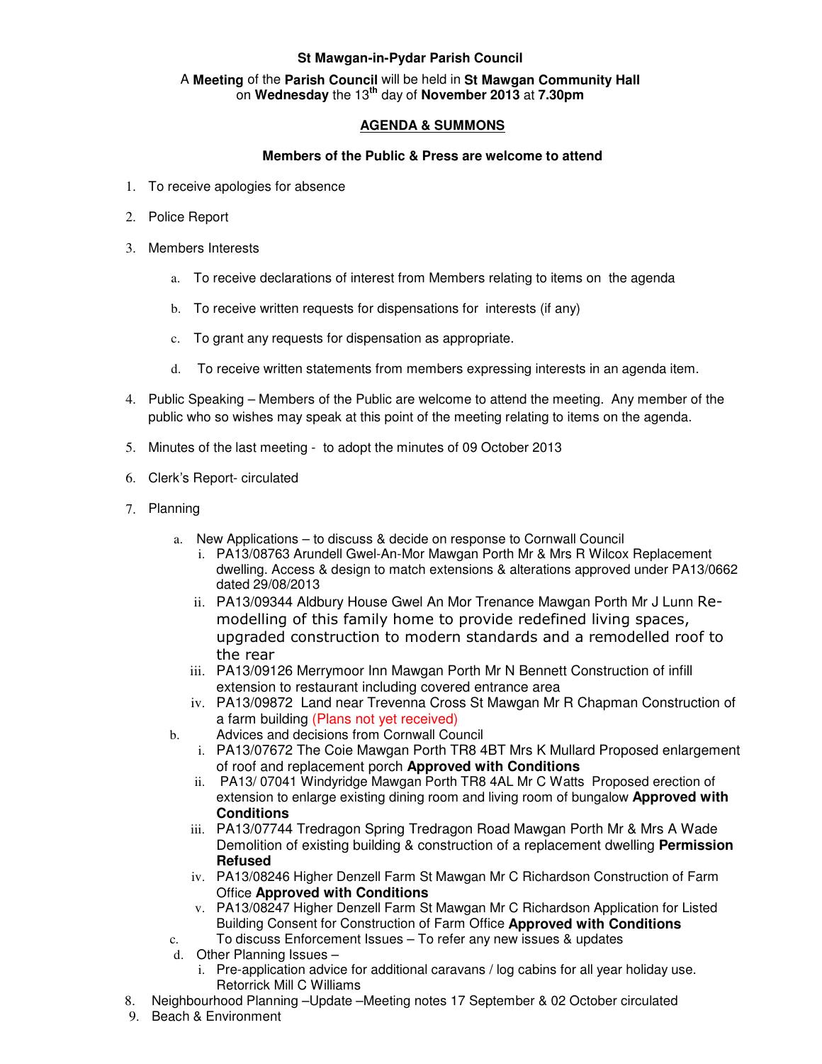**St Mawgan-in-Pydar Parish Council**

A **Meeting** of the **Parish Council** will be held in **St Mawgan Community Hall** on **Wednesday** the 13th day of **November 2013** at **7.30pm**

## AGENDA & SUMMONS

**Members of the Public & Press are welcome to attend**

1. To receive apologies for absence
2. Police Report
3. Members Interests
   a. To receive declarations of interest from Members relating to items on the agenda
   b. To receive written requests for dispensations for interests (if any)
   c. To grant any requests for dispensation as appropriate.
   d. To receive written statements from members expressing interests in an agenda item.
4. Public Speaking – Members of the Public are welcome to attend the meeting. Any member of the public who so wishes may speak at this point of the meeting relating to items on the agenda.
5. Minutes of the last meeting - to adopt the minutes of 09 October 2013
6. Clerk's Report- circulated
7. Planning
   a. New Applications – to discuss & decide on response to Cornwall Council
      i. PA13/08763 Arundell Gwel-An-Mor Mawgan Porth Mr & Mrs R Wilcox Replacement dwelling. Access & design to match extensions & alterations approved under PA13/0662 dated 29/08/2013
      ii. PA13/09344 Aldbury House Gwel An Mor Trenance Mawgan Porth Mr J Lunn Re-modelling of this family home to provide redefined living spaces, upgraded construction to modern standards and a remodelled roof to the rear
      iii. PA13/09126 Merrymoor Inn Mawgan Porth Mr N Bennett Construction of infill extension to restaurant including covered entrance area
      iv. PA13/09872 Land near Trevenna Cross St Mawgan Mr R Chapman Construction of a farm building (Plans not yet received)
   b. Advices and decisions from Cornwall Council
      i. PA13/07672 The Coie Mawgan Porth TR8 4BT Mrs K Mullard Proposed enlargement of roof and replacement porch **Approved with Conditions**
      ii. PA13/ 07041 Windyridge Mawgan Porth TR8 4AL Mr C Watts Proposed erection of extension to enlarge existing dining room and living room of bungalow **Approved with Conditions**
      iii. PA13/07744 Tredragon Spring Tredragon Road Mawgan Porth Mr & Mrs A Wade Demolition of existing building & construction of a replacement dwelling **Permission Refused**
      iv. PA13/08246 Higher Denzell Farm St Mawgan Mr C Richardson Construction of Farm Office **Approved with Conditions**
      v. PA13/08247 Higher Denzell Farm St Mawgan Mr C Richardson Application for Listed Building Consent for Construction of Farm Office **Approved with Conditions**
   c. To discuss Enforcement Issues – To refer any new issues & updates
   d. Other Planning Issues –
      i. Pre-application advice for additional caravans / log cabins for all year holiday use. Retorrick Mill C Williams
8. Neighbourhood Planning –Update –Meeting notes 17 September & 02 October circulated
9. Beach & Environment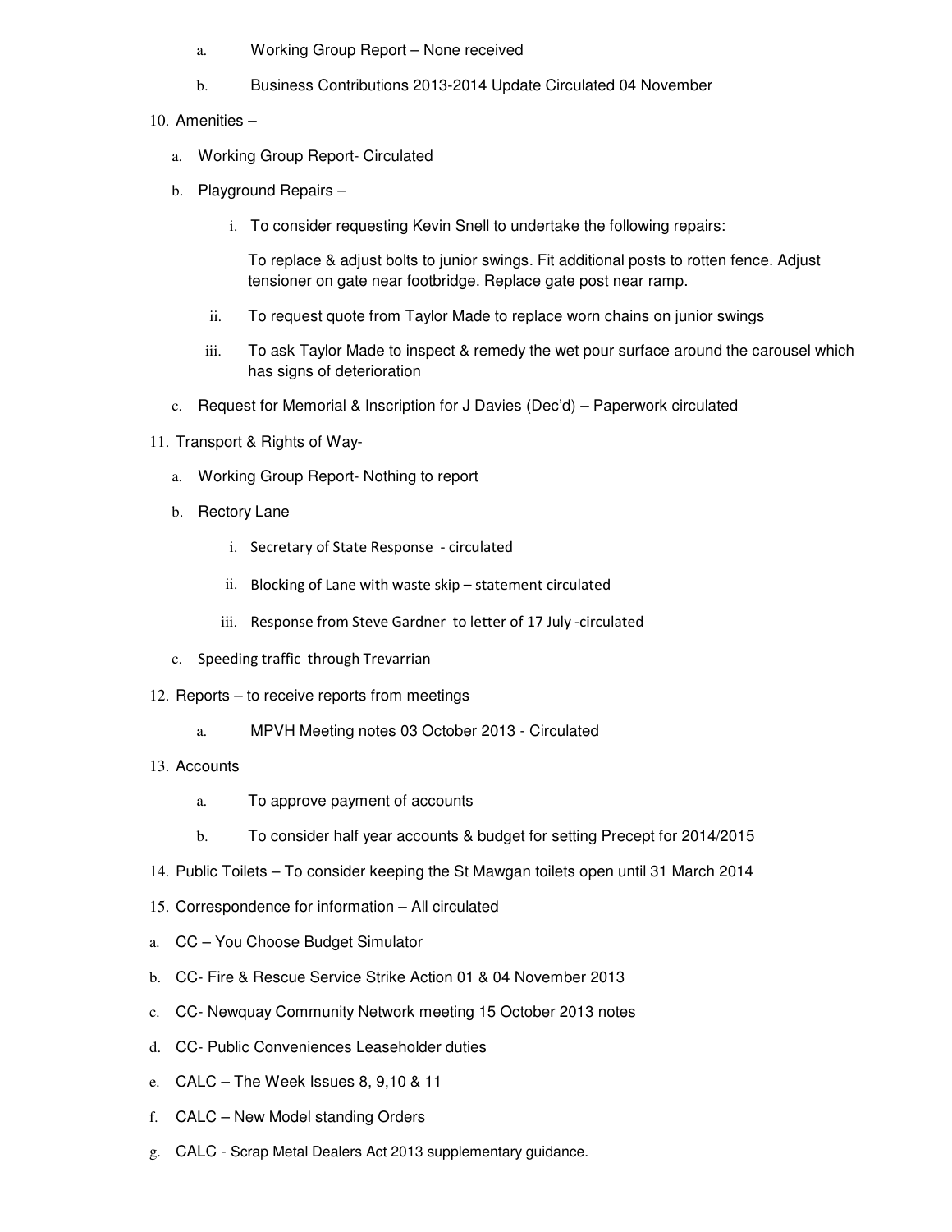a. Working Group Report – None received

b. Business Contributions 2013-2014 Update Circulated 04 November

10. Amenities –

    a. Working Group Report- Circulated

    b. Playground Repairs –

        i. To consider requesting Kevin Snell to undertake the following repairs:

           To replace & adjust bolts to junior swings. Fit additional posts to rotten fence. Adjust tensioner on gate near footbridge. Replace gate post near ramp.

        ii. To request quote from Taylor Made to replace worn chains on junior swings

        iii. To ask Taylor Made to inspect & remedy the wet pour surface around the carousel which has signs of deterioration

    c. Request for Memorial & Inscription for J Davies (Dec'd) – Paperwork circulated

11. Transport & Rights of Way-

    a. Working Group Report- Nothing to report

    b. Rectory Lane

        i. Secretary of State Response - circulated

        ii. Blocking of Lane with waste skip – statement circulated

        iii. Response from Steve Gardner to letter of 17 July -circulated

    c. Speeding traffic through Trevarrian

12. Reports – to receive reports from meetings

    a. MPVH Meeting notes 03 October 2013 - Circulated

13. Accounts

    a. To approve payment of accounts

    b. To consider half year accounts & budget for setting Precept for 2014/2015

14. Public Toilets – To consider keeping the St Mawgan toilets open until 31 March 2014

15. Correspondence for information – All circulated

a. CC – You Choose Budget Simulator

b. CC- Fire & Rescue Service Strike Action 01 & 04 November 2013

c. CC- Newquay Community Network meeting 15 October 2013 notes

d. CC- Public Conveniences Leaseholder duties

e. CALC – The Week Issues 8, 9,10 & 11

f. CALC – New Model standing Orders

g. CALC - Scrap Metal Dealers Act 2013 supplementary guidance.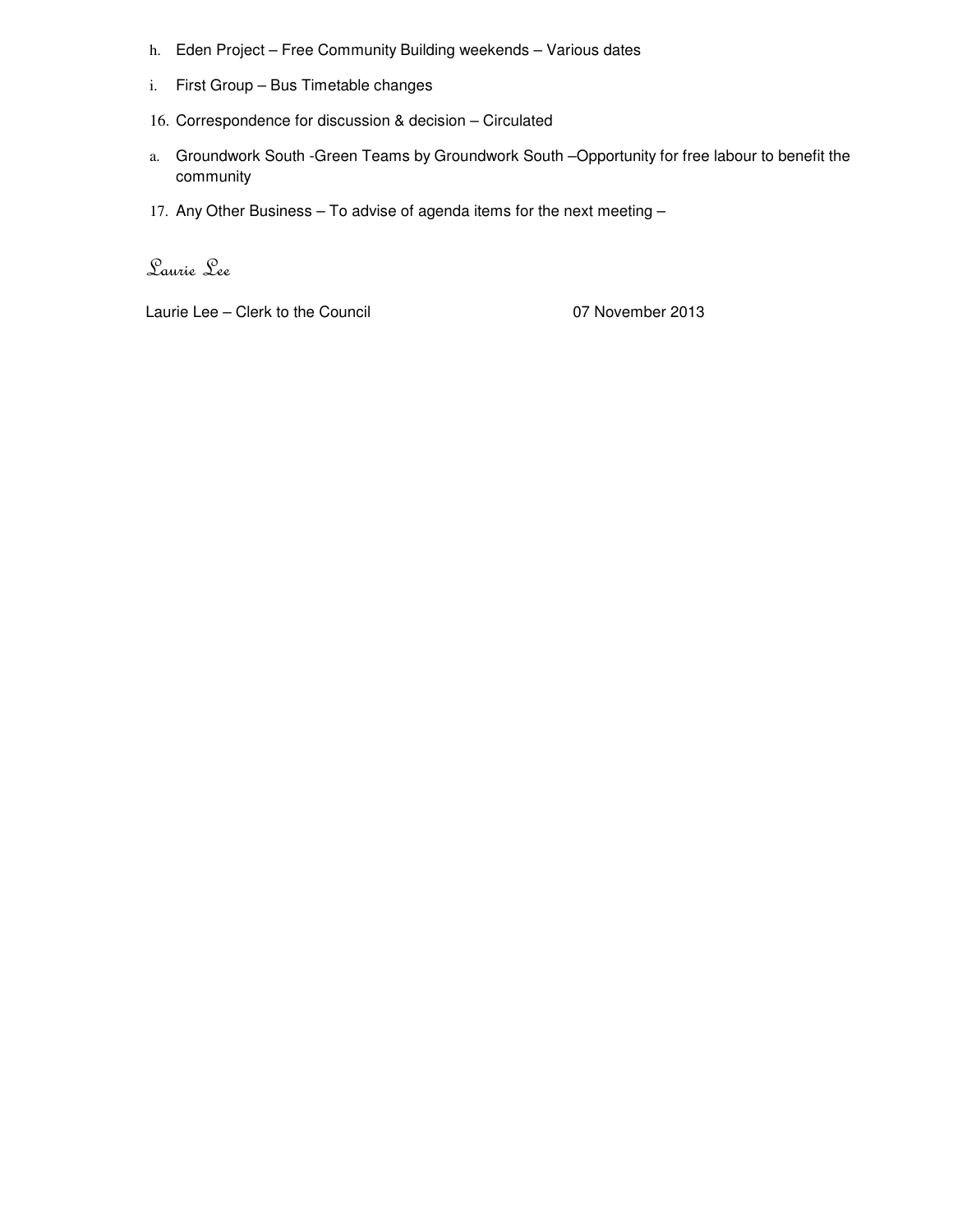h. Eden Project – Free Community Building weekends – Various dates

i. First Group – Bus Timetable changes

16. Correspondence for discussion & decision – Circulated

a. Groundwork South -Green Teams by Groundwork South –Opportunity for free labour to benefit the community

17. Any Other Business – To advise of agenda items for the next meeting –

*Laurie Lee*

Laurie Lee – Clerk to the Council 07 November 2013